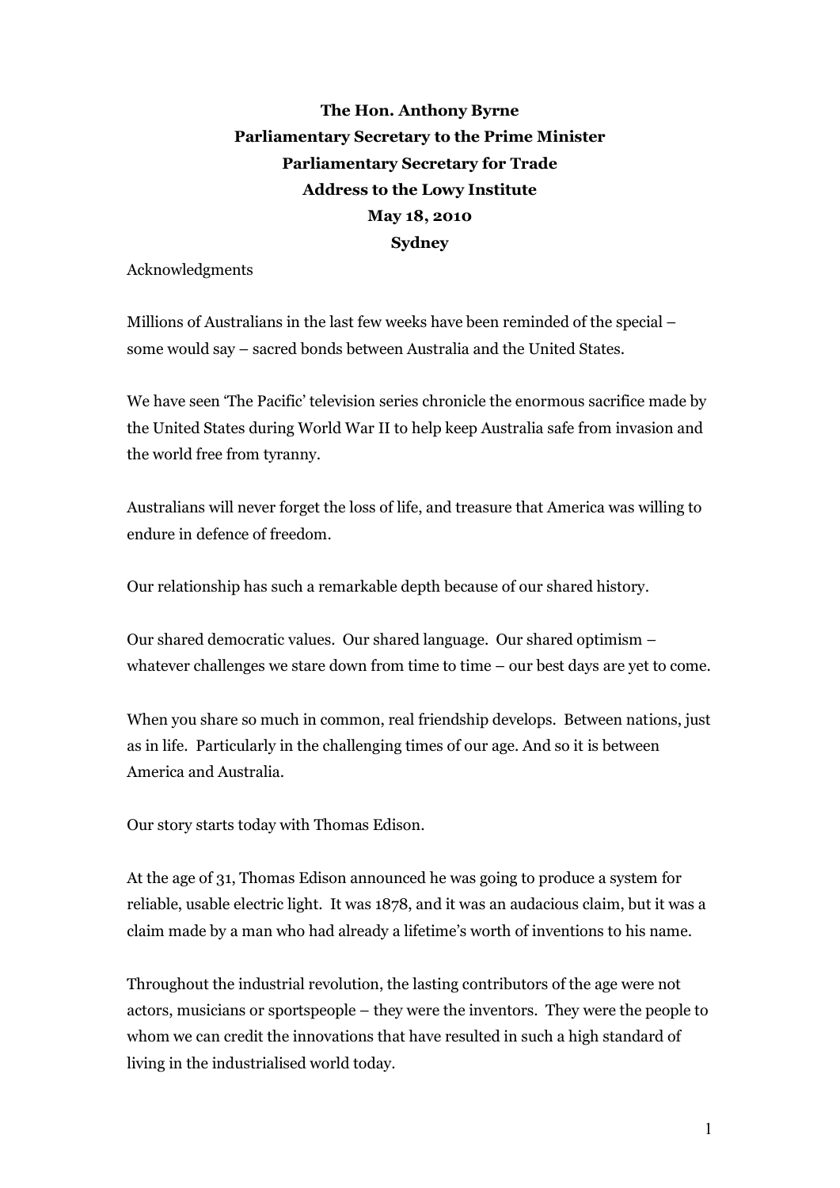**The Hon. Anthony Byrne**
**Parliamentary Secretary to the Prime Minister**
**Parliamentary Secretary for Trade**
**Address to the Lowy Institute**
**May 18, 2010**
**Sydney**

Acknowledgments

Millions of Australians in the last few weeks have been reminded of the special – some would say – sacred bonds between Australia and the United States.

We have seen 'The Pacific' television series chronicle the enormous sacrifice made by the United States during World War II to help keep Australia safe from invasion and the world free from tyranny.

Australians will never forget the loss of life, and treasure that America was willing to endure in defence of freedom.

Our relationship has such a remarkable depth because of our shared history.

Our shared democratic values. Our shared language. Our shared optimism – whatever challenges we stare down from time to time – our best days are yet to come.

When you share so much in common, real friendship develops. Between nations, just as in life. Particularly in the challenging times of our age. And so it is between America and Australia.

Our story starts today with Thomas Edison.

At the age of 31, Thomas Edison announced he was going to produce a system for reliable, usable electric light. It was 1878, and it was an audacious claim, but it was a claim made by a man who had already a lifetime's worth of inventions to his name.

Throughout the industrial revolution, the lasting contributors of the age were not actors, musicians or sportspeople – they were the inventors. They were the people to whom we can credit the innovations that have resulted in such a high standard of living in the industrialised world today.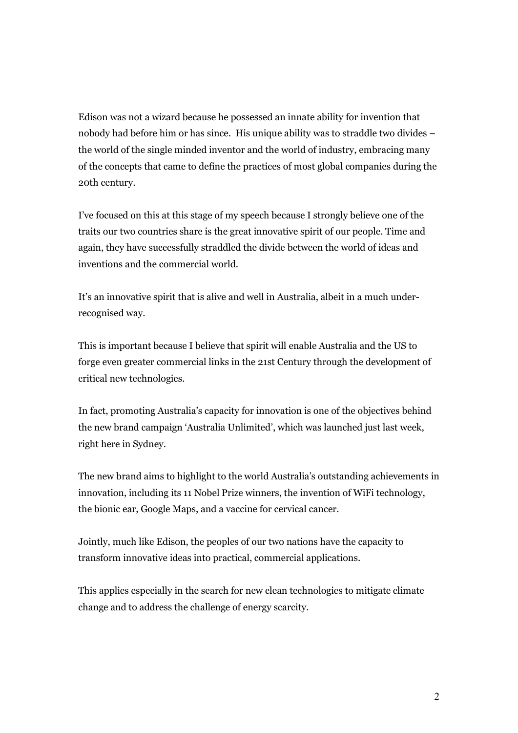Edison was not a wizard because he possessed an innate ability for invention that nobody had before him or has since. His unique ability was to straddle two divides – the world of the single minded inventor and the world of industry, embracing many of the concepts that came to define the practices of most global companies during the 20th century.

I've focused on this at this stage of my speech because I strongly believe one of the traits our two countries share is the great innovative spirit of our people. Time and again, they have successfully straddled the divide between the world of ideas and inventions and the commercial world.

It's an innovative spirit that is alive and well in Australia, albeit in a much under-recognised way.

This is important because I believe that spirit will enable Australia and the US to forge even greater commercial links in the 21st Century through the development of critical new technologies.

In fact, promoting Australia's capacity for innovation is one of the objectives behind the new brand campaign 'Australia Unlimited', which was launched just last week, right here in Sydney.

The new brand aims to highlight to the world Australia's outstanding achievements in innovation, including its 11 Nobel Prize winners, the invention of WiFi technology, the bionic ear, Google Maps, and a vaccine for cervical cancer.

Jointly, much like Edison, the peoples of our two nations have the capacity to transform innovative ideas into practical, commercial applications.

This applies especially in the search for new clean technologies to mitigate climate change and to address the challenge of energy scarcity.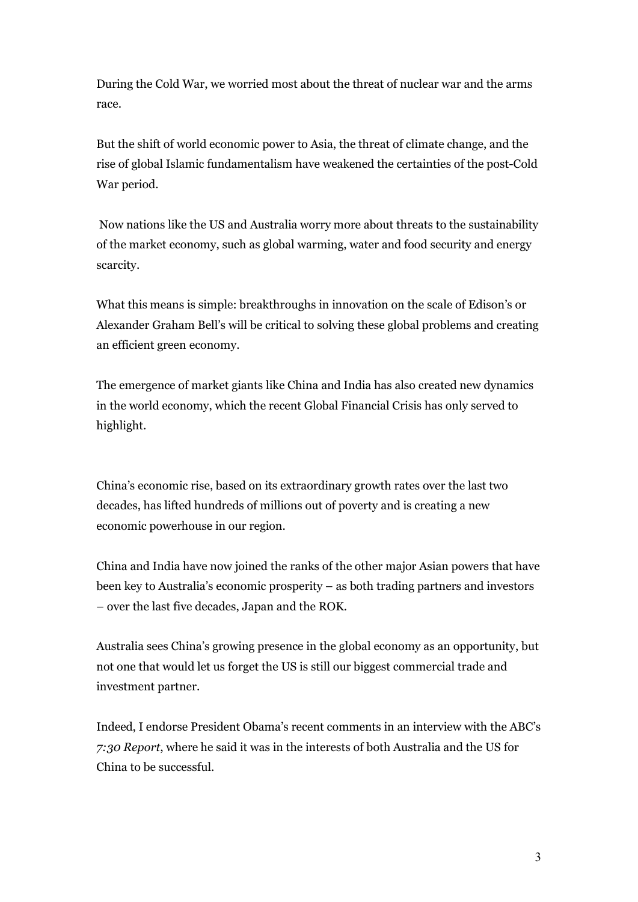During the Cold War, we worried most about the threat of nuclear war and the arms race.

But the shift of world economic power to Asia, the threat of climate change, and the rise of global Islamic fundamentalism have weakened the certainties of the post-Cold War period.

Now nations like the US and Australia worry more about threats to the sustainability of the market economy, such as global warming, water and food security and energy scarcity.

What this means is simple: breakthroughs in innovation on the scale of Edison's or Alexander Graham Bell's will be critical to solving these global problems and creating an efficient green economy.

The emergence of market giants like China and India has also created new dynamics in the world economy, which the recent Global Financial Crisis has only served to highlight.

China's economic rise, based on its extraordinary growth rates over the last two decades, has lifted hundreds of millions out of poverty and is creating a new economic powerhouse in our region.

China and India have now joined the ranks of the other major Asian powers that have been key to Australia's economic prosperity – as both trading partners and investors – over the last five decades, Japan and the ROK.

Australia sees China's growing presence in the global economy as an opportunity, but not one that would let us forget the US is still our biggest commercial trade and investment partner.

Indeed, I endorse President Obama's recent comments in an interview with the ABC's *7:30 Report*, where he said it was in the interests of both Australia and the US for China to be successful.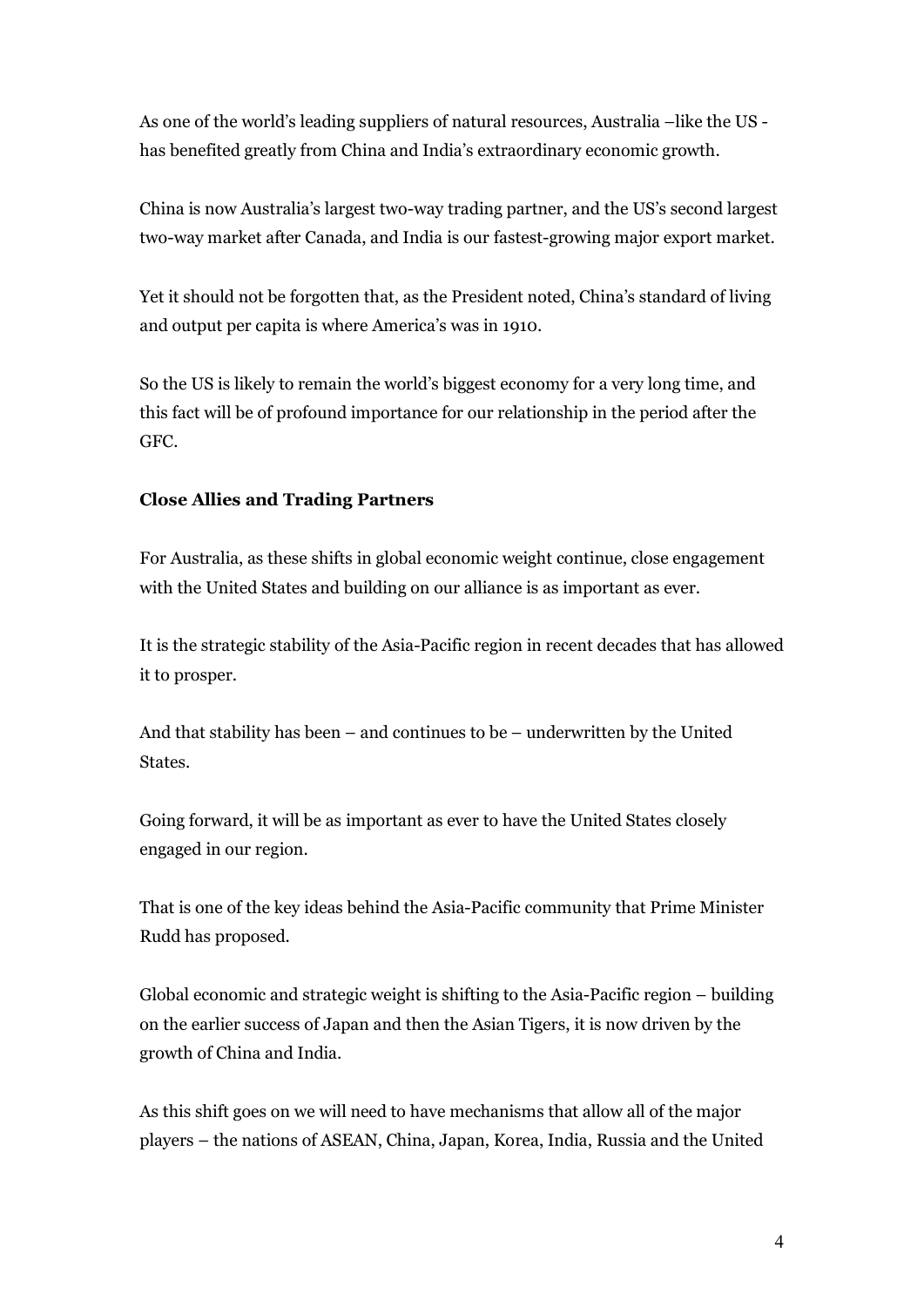As one of the world's leading suppliers of natural resources, Australia –like the US - has benefited greatly from China and India's extraordinary economic growth.

China is now Australia's largest two-way trading partner, and the US's second largest two-way market after Canada, and India is our fastest-growing major export market.

Yet it should not be forgotten that, as the President noted, China's standard of living and output per capita is where America's was in 1910.

So the US is likely to remain the world's biggest economy for a very long time, and this fact will be of profound importance for our relationship in the period after the GFC.

**Close Allies and Trading Partners**

For Australia, as these shifts in global economic weight continue, close engagement with the United States and building on our alliance is as important as ever.

It is the strategic stability of the Asia-Pacific region in recent decades that has allowed it to prosper.

And that stability has been – and continues to be – underwritten by the United States.

Going forward, it will be as important as ever to have the United States closely engaged in our region.

That is one of the key ideas behind the Asia-Pacific community that Prime Minister Rudd has proposed.

Global economic and strategic weight is shifting to the Asia-Pacific region – building on the earlier success of Japan and then the Asian Tigers, it is now driven by the growth of China and India.

As this shift goes on we will need to have mechanisms that allow all of the major players – the nations of ASEAN, China, Japan, Korea, India, Russia and the United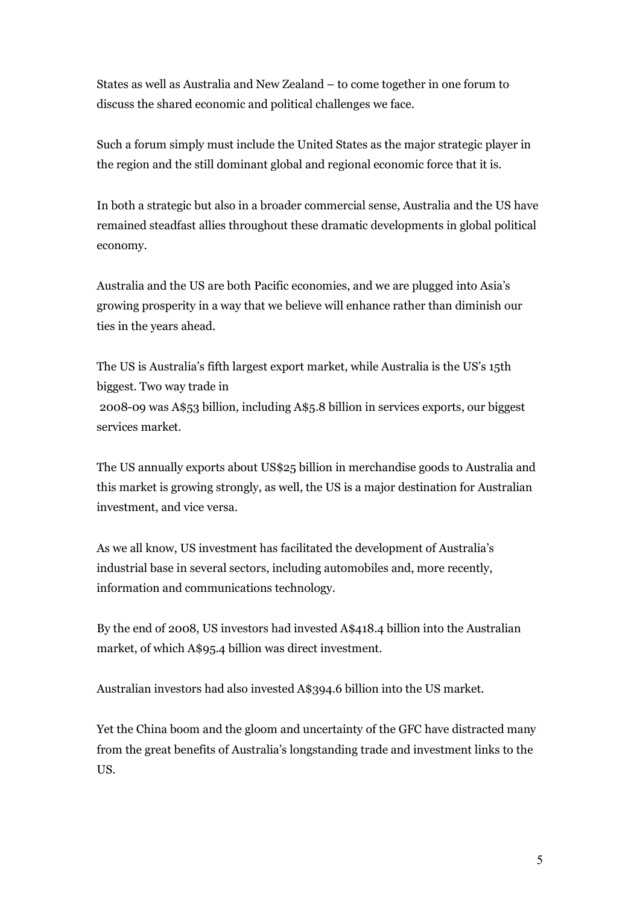States as well as Australia and New Zealand – to come together in one forum to discuss the shared economic and political challenges we face.

Such a forum simply must include the United States as the major strategic player in the region and the still dominant global and regional economic force that it is.

In both a strategic but also in a broader commercial sense, Australia and the US have remained steadfast allies throughout these dramatic developments in global political economy.

Australia and the US are both Pacific economies, and we are plugged into Asia's growing prosperity in a way that we believe will enhance rather than diminish our ties in the years ahead.

The US is Australia's fifth largest export market, while Australia is the US's 15th biggest. Two way trade in 2008-09 was A$53 billion, including A$5.8 billion in services exports, our biggest services market.

The US annually exports about US$25 billion in merchandise goods to Australia and this market is growing strongly, as well, the US is a major destination for Australian investment, and vice versa.

As we all know, US investment has facilitated the development of Australia's industrial base in several sectors, including automobiles and, more recently, information and communications technology.

By the end of 2008, US investors had invested A$418.4 billion into the Australian market, of which A$95.4 billion was direct investment.

Australian investors had also invested A$394.6 billion into the US market.

Yet the China boom and the gloom and uncertainty of the GFC have distracted many from the great benefits of Australia's longstanding trade and investment links to the US.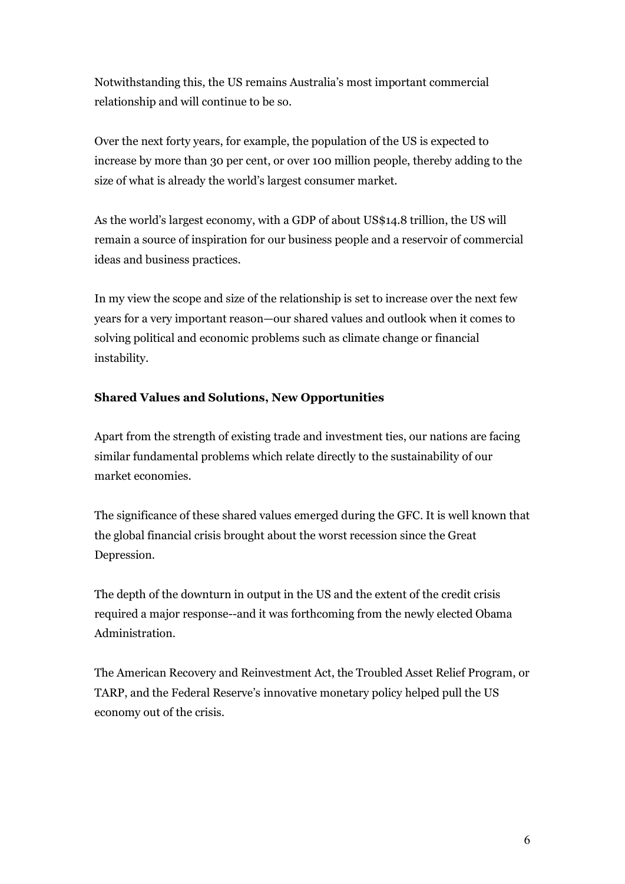Notwithstanding this, the US remains Australia's most important commercial relationship and will continue to be so.

Over the next forty years, for example, the population of the US is expected to increase by more than 30 per cent, or over 100 million people, thereby adding to the size of what is already the world's largest consumer market.

As the world's largest economy, with a GDP of about US$14.8 trillion, the US will remain a source of inspiration for our business people and a reservoir of commercial ideas and business practices.

In my view the scope and size of the relationship is set to increase over the next few years for a very important reason—our shared values and outlook when it comes to solving political and economic problems such as climate change or financial instability.

**Shared Values and Solutions, New Opportunities**

Apart from the strength of existing trade and investment ties, our nations are facing similar fundamental problems which relate directly to the sustainability of our market economies.

The significance of these shared values emerged during the GFC. It is well known that the global financial crisis brought about the worst recession since the Great Depression.

The depth of the downturn in output in the US and the extent of the credit crisis required a major response--and it was forthcoming from the newly elected Obama Administration.

The American Recovery and Reinvestment Act, the Troubled Asset Relief Program, or TARP, and the Federal Reserve's innovative monetary policy helped pull the US economy out of the crisis.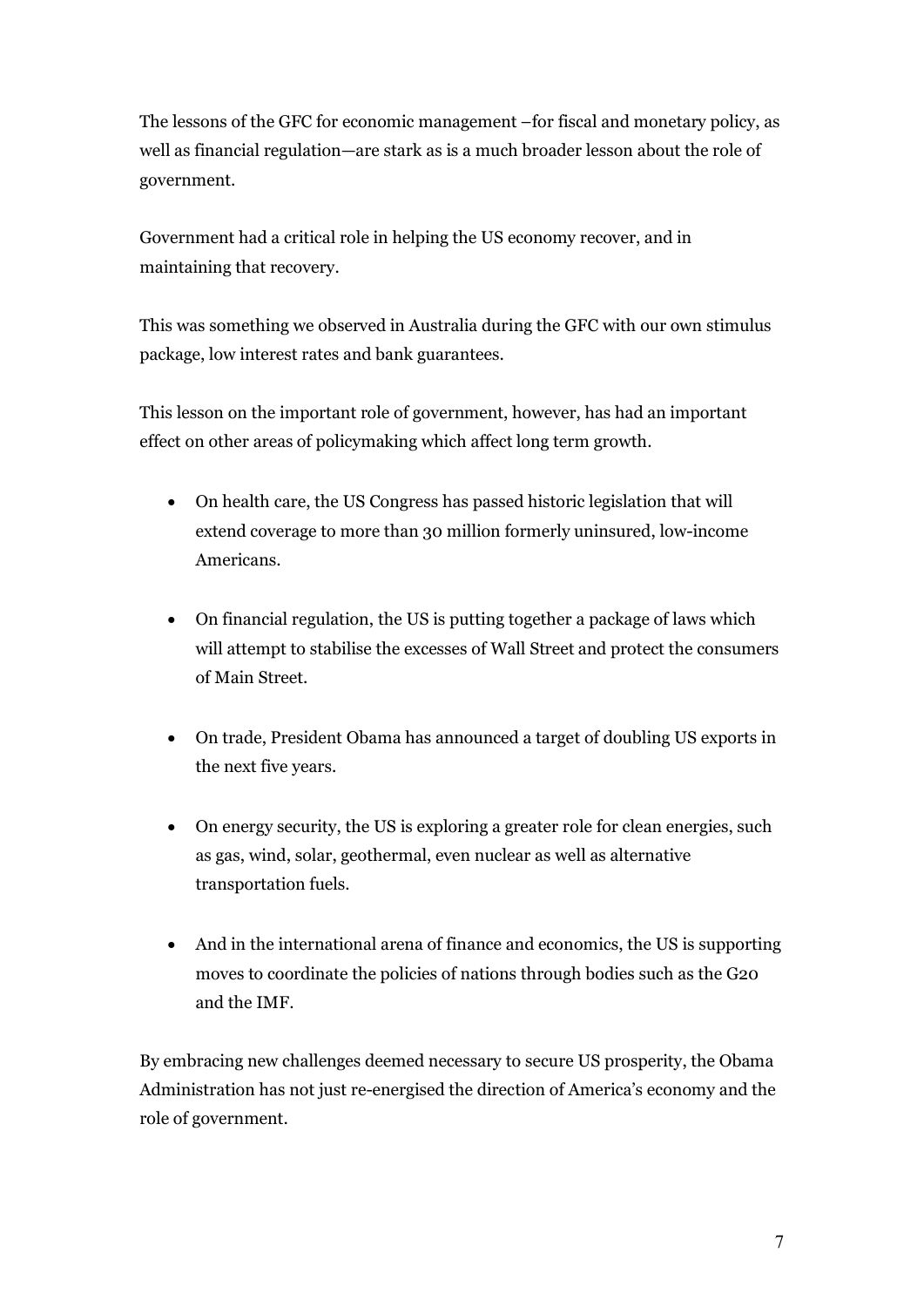The lessons of the GFC for economic management –for fiscal and monetary policy, as well as financial regulation—are stark as is a much broader lesson about the role of government.

Government had a critical role in helping the US economy recover, and in maintaining that recovery.

This was something we observed in Australia during the GFC with our own stimulus package, low interest rates and bank guarantees.

This lesson on the important role of government, however, has had an important effect on other areas of policymaking which affect long term growth.

- On health care, the US Congress has passed historic legislation that will extend coverage to more than 30 million formerly uninsured, low-income Americans.
- On financial regulation, the US is putting together a package of laws which will attempt to stabilise the excesses of Wall Street and protect the consumers of Main Street.
- On trade, President Obama has announced a target of doubling US exports in the next five years.
- On energy security, the US is exploring a greater role for clean energies, such as gas, wind, solar, geothermal, even nuclear as well as alternative transportation fuels.
- And in the international arena of finance and economics, the US is supporting moves to coordinate the policies of nations through bodies such as the G20 and the IMF.

By embracing new challenges deemed necessary to secure US prosperity, the Obama Administration has not just re-energised the direction of America's economy and the role of government.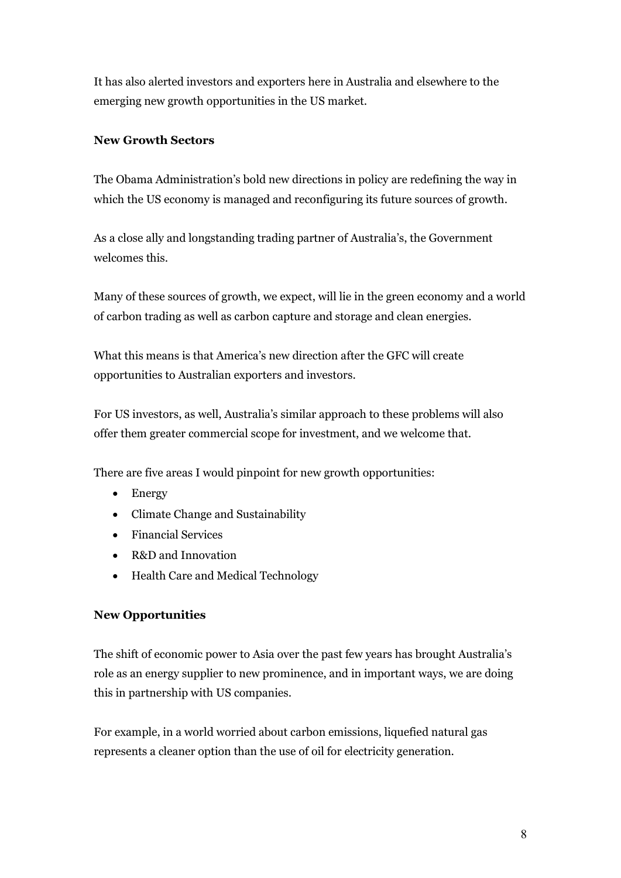It has also alerted investors and exporters here in Australia and elsewhere to the emerging new growth opportunities in the US market.

**New Growth Sectors**

The Obama Administration's bold new directions in policy are redefining the way in which the US economy is managed and reconfiguring its future sources of growth.

As a close ally and longstanding trading partner of Australia's, the Government welcomes this.

Many of these sources of growth, we expect, will lie in the green economy and a world of carbon trading as well as carbon capture and storage and clean energies.

What this means is that America's new direction after the GFC will create opportunities to Australian exporters and investors.

For US investors, as well, Australia's similar approach to these problems will also offer them greater commercial scope for investment, and we welcome that.

There are five areas I would pinpoint for new growth opportunities:

- Energy
- Climate Change and Sustainability
- Financial Services
- R&D and Innovation
- Health Care and Medical Technology

**New Opportunities**

The shift of economic power to Asia over the past few years has brought Australia's role as an energy supplier to new prominence, and in important ways, we are doing this in partnership with US companies.

For example, in a world worried about carbon emissions, liquefied natural gas represents a cleaner option than the use of oil for electricity generation.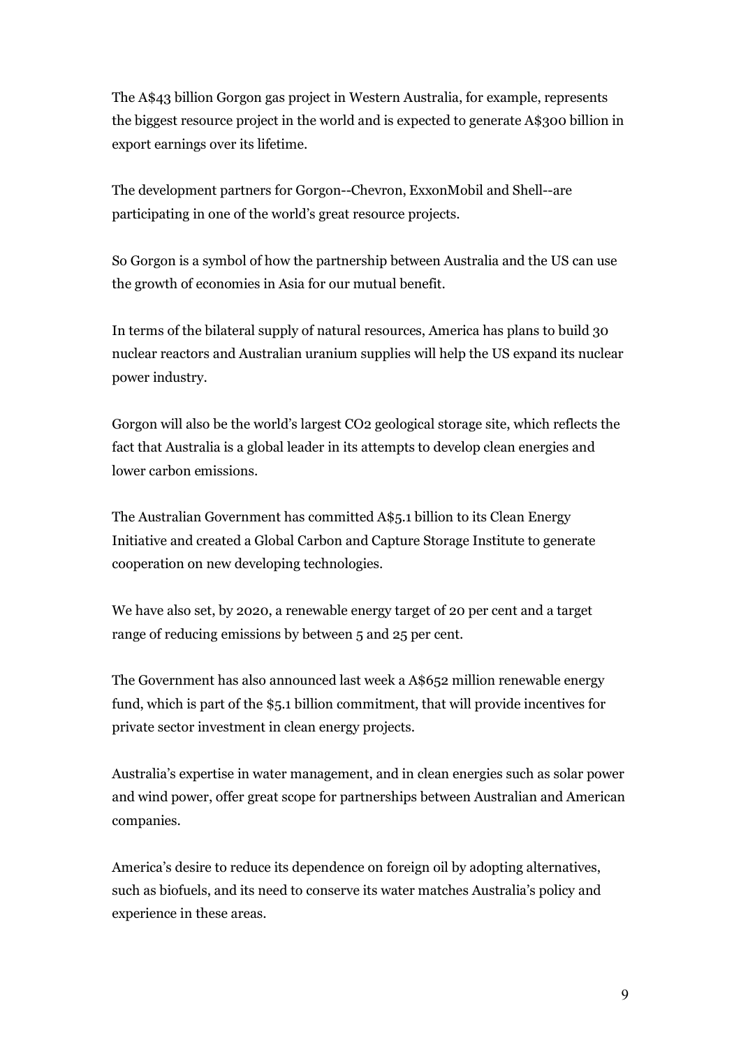The A$43 billion Gorgon gas project in Western Australia, for example, represents the biggest resource project in the world and is expected to generate A$300 billion in export earnings over its lifetime.

The development partners for Gorgon--Chevron, ExxonMobil and Shell--are participating in one of the world's great resource projects.

So Gorgon is a symbol of how the partnership between Australia and the US can use the growth of economies in Asia for our mutual benefit.

In terms of the bilateral supply of natural resources, America has plans to build 30 nuclear reactors and Australian uranium supplies will help the US expand its nuclear power industry.

Gorgon will also be the world's largest $CO_2$ geological storage site, which reflects the fact that Australia is a global leader in its attempts to develop clean energies and lower carbon emissions.

The Australian Government has committed A$5.1 billion to its Clean Energy Initiative and created a Global Carbon and Capture Storage Institute to generate cooperation on new developing technologies.

We have also set, by 2020, a renewable energy target of 20 per cent and a target range of reducing emissions by between 5 and 25 per cent.

The Government has also announced last week a A$652 million renewable energy fund, which is part of the $5.1 billion commitment, that will provide incentives for private sector investment in clean energy projects.

Australia's expertise in water management, and in clean energies such as solar power and wind power, offer great scope for partnerships between Australian and American companies.

America's desire to reduce its dependence on foreign oil by adopting alternatives, such as biofuels, and its need to conserve its water matches Australia's policy and experience in these areas.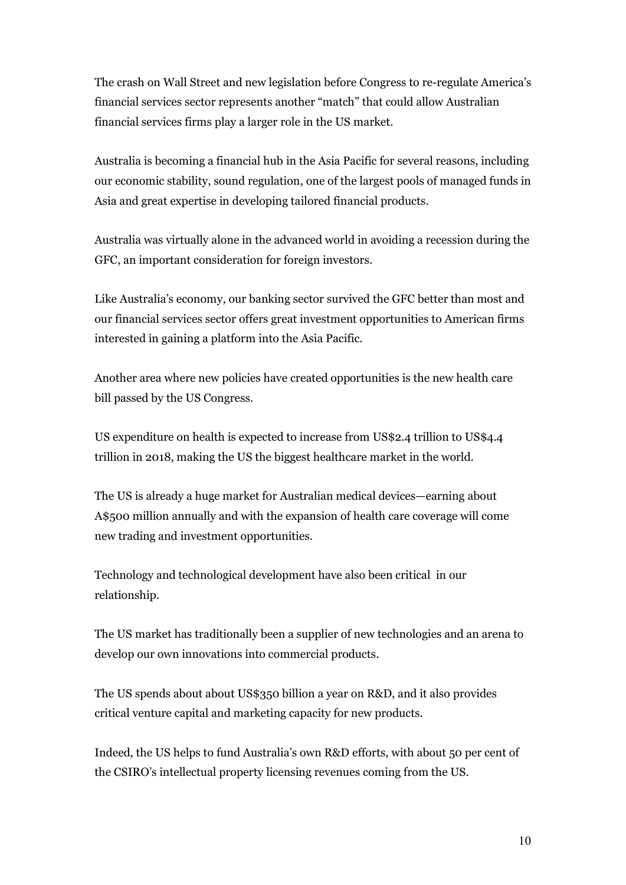The crash on Wall Street and new legislation before Congress to re-regulate America's financial services sector represents another "match" that could allow Australian financial services firms play a larger role in the US market.

Australia is becoming a financial hub in the Asia Pacific for several reasons, including our economic stability, sound regulation, one of the largest pools of managed funds in Asia and great expertise in developing tailored financial products.

Australia was virtually alone in the advanced world in avoiding a recession during the GFC, an important consideration for foreign investors.

Like Australia's economy, our banking sector survived the GFC better than most and our financial services sector offers great investment opportunities to American firms interested in gaining a platform into the Asia Pacific.

Another area where new policies have created opportunities is the new health care bill passed by the US Congress.

US expenditure on health is expected to increase from US$2.4 trillion to US$4.4 trillion in 2018, making the US the biggest healthcare market in the world.

The US is already a huge market for Australian medical devices—earning about A$500 million annually and with the expansion of health care coverage will come new trading and investment opportunities.

Technology and technological development have also been critical in our relationship.

The US market has traditionally been a supplier of new technologies and an arena to develop our own innovations into commercial products.

The US spends about about US$350 billion a year on R&D, and it also provides critical venture capital and marketing capacity for new products.

Indeed, the US helps to fund Australia's own R&D efforts, with about 50 per cent of the CSIRO's intellectual property licensing revenues coming from the US.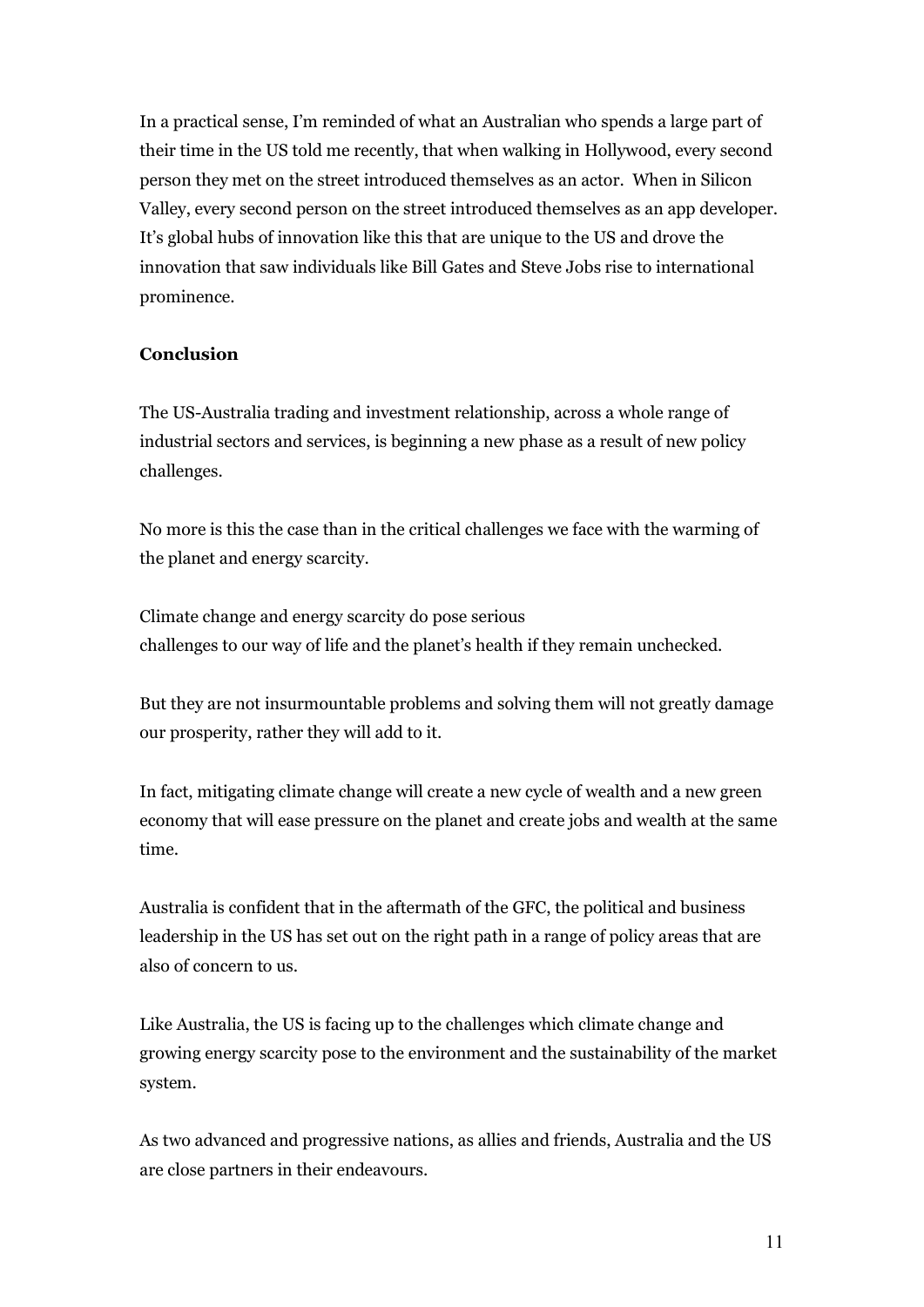In a practical sense, I'm reminded of what an Australian who spends a large part of their time in the US told me recently, that when walking in Hollywood, every second person they met on the street introduced themselves as an actor. When in Silicon Valley, every second person on the street introduced themselves as an app developer. It's global hubs of innovation like this that are unique to the US and drove the innovation that saw individuals like Bill Gates and Steve Jobs rise to international prominence.

**Conclusion**

The US-Australia trading and investment relationship, across a whole range of industrial sectors and services, is beginning a new phase as a result of new policy challenges.

No more is this the case than in the critical challenges we face with the warming of the planet and energy scarcity.

Climate change and energy scarcity do pose serious challenges to our way of life and the planet's health if they remain unchecked.

But they are not insurmountable problems and solving them will not greatly damage our prosperity, rather they will add to it.

In fact, mitigating climate change will create a new cycle of wealth and a new green economy that will ease pressure on the planet and create jobs and wealth at the same time.

Australia is confident that in the aftermath of the GFC, the political and business leadership in the US has set out on the right path in a range of policy areas that are also of concern to us.

Like Australia, the US is facing up to the challenges which climate change and growing energy scarcity pose to the environment and the sustainability of the market system.

As two advanced and progressive nations, as allies and friends, Australia and the US are close partners in their endeavours.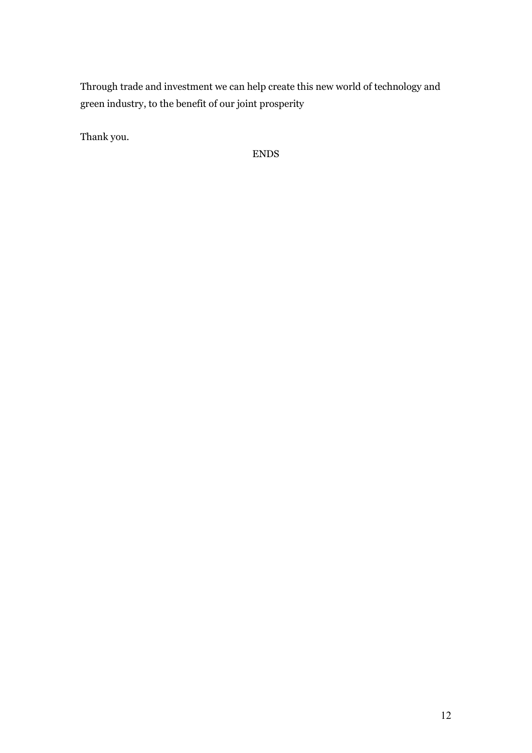Through trade and investment we can help create this new world of technology and green industry, to the benefit of our joint prosperity

Thank you.

ENDS